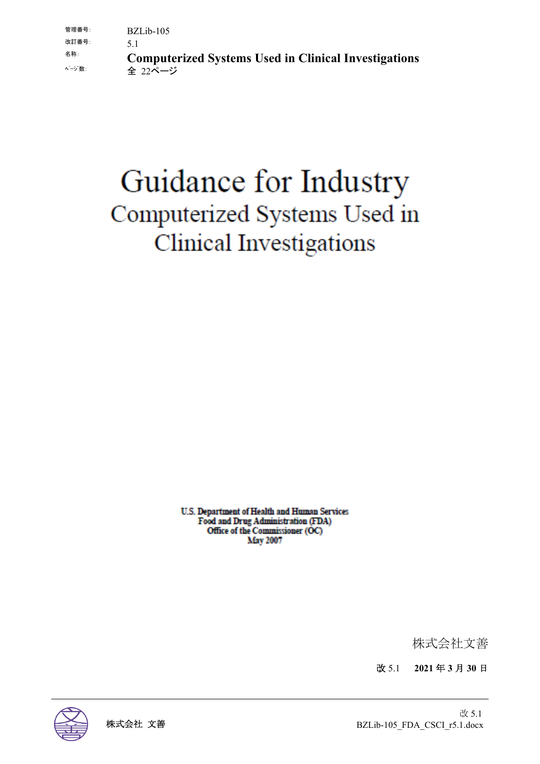| | |
|---|---|
| 管理番号: | BZLib-105 |
| 改訂番号: | 5.1 |
| 名称: | **Computerized Systems Used in Clinical Investigations** |
| ﾍﾟｰｼﾞ数: | 全 22ページ |

# Guidance for Industry

## Computerized Systems Used in Clinical Investigations

U.S. Department of Health and Human Services
Food and Drug Administration (FDA)
Office of the Commissioner (OC)
May 2007

株式会社文善

改 5.1　**2021 年 3 月 30 日**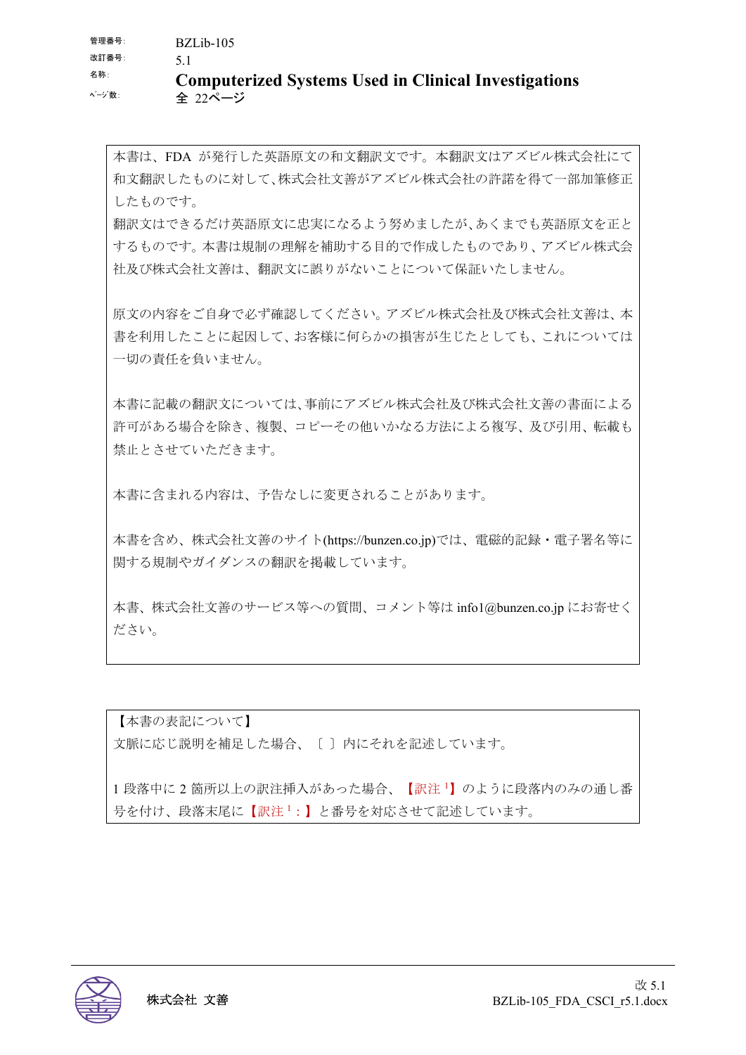| | |
|---|---|
| 管理番号: | BZLib-105 |
| 改訂番号: | 5.1 |
| 名称: | **Computerized Systems Used in Clinical Investigations** |
| ページ数: | 全 22ページ |

本書は、FDA が発行した英語原文の和文翻訳文です。本翻訳文はアズビル株式会社にて和文翻訳したものに対して、株式会社文善がアズビル株式会社の許諾を得て一部加筆修正したものです。
翻訳文はできるだけ英語原文に忠実になるよう努めましたが、あくまでも英語原文を正とするものです。本書は規制の理解を補助する目的で作成したものであり、アズビル株式会社及び株式会社文善は、翻訳文に誤りがないことについて保証いたしません。

原文の内容をご自身で必ず確認してください。アズビル株式会社及び株式会社文善は、本書を利用したことに起因して、お客様に何らかの損害が生じたとしても、これについては一切の責任を負いません。

本書に記載の翻訳文については、事前にアズビル株式会社及び株式会社文善の書面による許可がある場合を除き、複製、コピーその他いかなる方法による複写、及び引用、転載も禁止とさせていただきます。

本書に含まれる内容は、予告なしに変更されることがあります。

本書を含め、株式会社文善のサイト(https://bunzen.co.jp)では、電磁的記録・電子署名等に関する規制やガイダンスの翻訳を掲載しています。

本書、株式会社文善のサービス等への質問、コメント等は info1@bunzen.co.jp にお寄せください。

【本書の表記について】
文脈に応じ説明を補足した場合、〔 〕内にそれを記述しています。

1 段落中に 2 箇所以上の訳注挿入があった場合、【訳注 [1]】のように段落内のみの通し番号を付け、段落末尾に【訳注 [1]：】と番号を対応させて記述しています。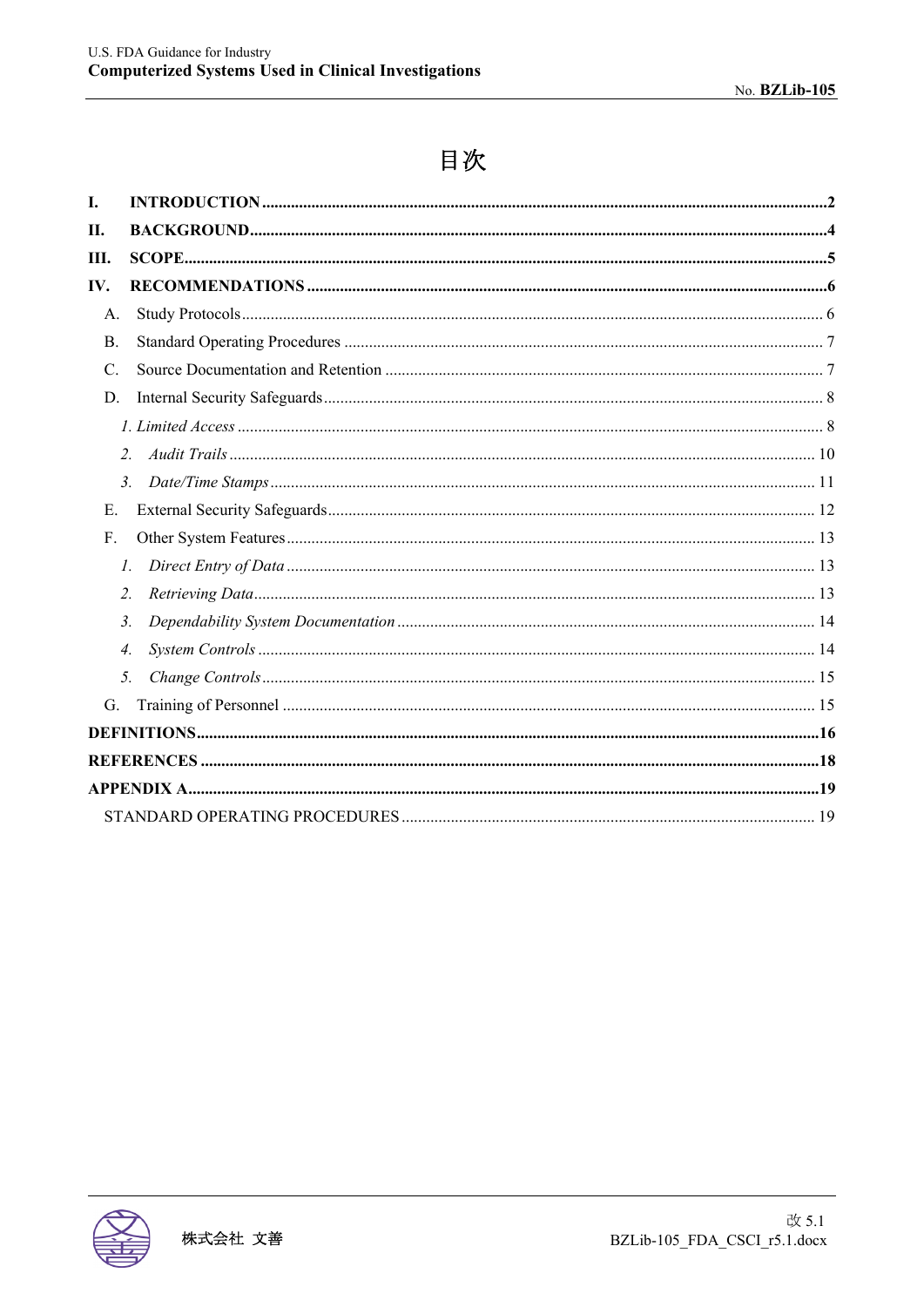# 目次

**I. INTRODUCTION** ........................................................ **2**

**II. BACKGROUND** ........................................................ **4**

**III. SCOPE** ........................................................ **5**

**IV. RECOMMENDATIONS** ........................................................ **6**

- A. Study Protocols ........................................................ 6
- B. Standard Operating Procedures ........................................................ 7
- C. Source Documentation and Retention ........................................................ 7
- D. Internal Security Safeguards ........................................................ 8
  - *1. Limited Access* ........................................................ 8
  - *2. Audit Trails* ........................................................ 10
  - *3. Date/Time Stamps* ........................................................ 11
- E. External Security Safeguards ........................................................ 12
- F. Other System Features ........................................................ 13
  - *1. Direct Entry of Data* ........................................................ 13
  - *2. Retrieving Data* ........................................................ 13
  - *3. Dependability System Documentation* ........................................................ 14
  - *4. System Controls* ........................................................ 14
  - *5. Change Controls* ........................................................ 15
- G. Training of Personnel ........................................................ 15

**DEFINITIONS** ........................................................ **16**

**REFERENCES** ........................................................ **18**

**APPENDIX A** ........................................................ **19**

- STANDARD OPERATING PROCEDURES ........................................................ 19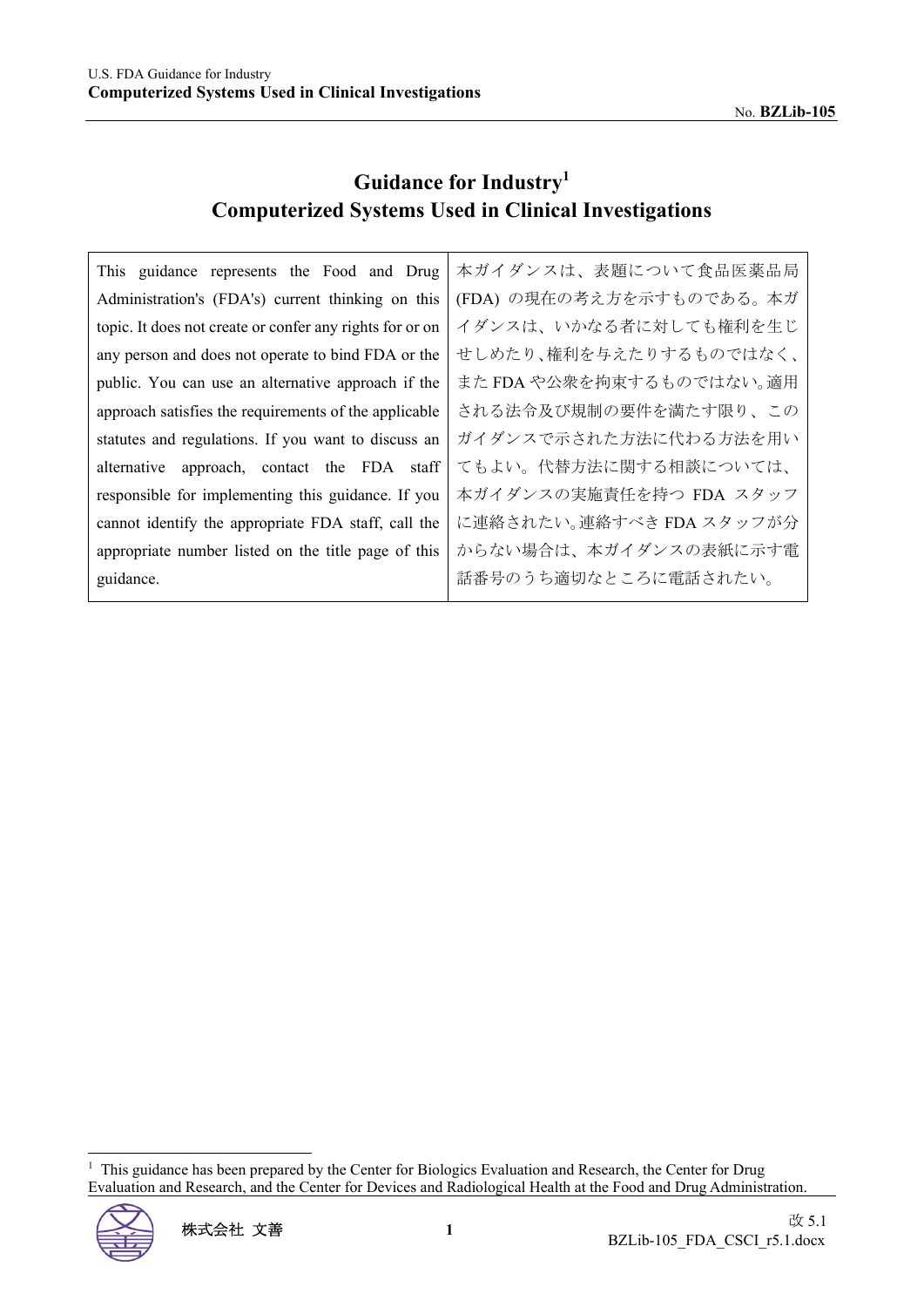# Guidance for Industry[1]
# Computerized Systems Used in Clinical Investigations

| This guidance represents the Food and Drug Administration's (FDA's) current thinking on this topic. It does not create or confer any rights for or on any person and does not operate to bind FDA or the public. You can use an alternative approach if the approach satisfies the requirements of the applicable statutes and regulations. If you want to discuss an alternative approach, contact the FDA staff responsible for implementing this guidance. If you cannot identify the appropriate FDA staff, call the appropriate number listed on the title page of this guidance. | 本ガイダンスは、表題について食品医薬品局 (FDA) の現在の考え方を示すものである。本ガイダンスは、いかなる者に対しても権利を生じせしめたり、権利を与えたりするものではなく、また FDA や公衆を拘束するものではない。適用される法令及び規制の要件を満たす限り、このガイダンスで示された方法に代わる方法を用いてもよい。代替方法に関する相談については、本ガイダンスの実施責任を持つ FDA スタッフに連絡されたい。連絡すべき FDA スタッフが分からない場合は、本ガイダンスの表紙に示す電話番号のうち適切なところに電話されたい。 |
|---|---|

[1] This guidance has been prepared by the Center for Biologics Evaluation and Research, the Center for Drug Evaluation and Research, and the Center for Devices and Radiological Health at the Food and Drug Administration.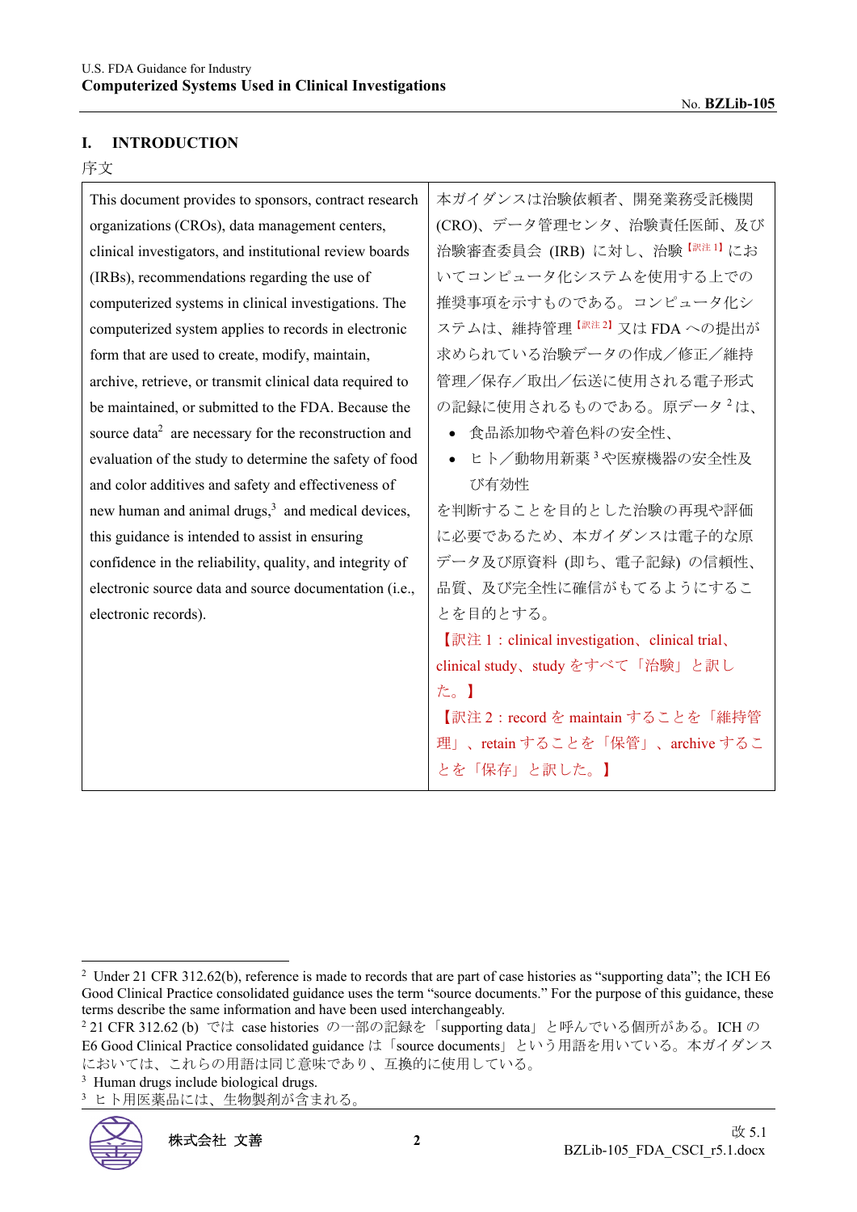## I. INTRODUCTION

序文

| This document provides to sponsors, contract research organizations (CROs), data management centers, clinical investigators, and institutional review boards (IRBs), recommendations regarding the use of computerized systems in clinical investigations. The computerized system applies to records in electronic form that are used to create, modify, maintain, archive, retrieve, or transmit clinical data required to be maintained, or submitted to the FDA. Because the source data[2] are necessary for the reconstruction and evaluation of the study to determine the safety of food and color additives and safety and effectiveness of new human and animal drugs,[3] and medical devices, this guidance is intended to assist in ensuring confidence in the reliability, quality, and integrity of electronic source data and source documentation (i.e., electronic records). | 本ガイダンスは治験依頼者、開発業務受託機関 (CRO)、データ管理センタ、治験責任医師、及び治験審査委員会 (IRB) に対し、治験[訳注1]においてコンピュータ化システムを使用する上での推奨事項を示すものである。コンピュータ化システムは、維持管理[訳注2]又は FDA への提出が求められている治験データの作成／修正／維持管理／保存／取出／伝送に使用される電子形式の記録に使用されるものである。原データ[2]は、<br>• 食品添加物や着色料の安全性、<br>• ヒト／動物用新薬[3]や医療機器の安全性及び有効性<br>を判断することを目的とした治験の再現や評価に必要であるため、本ガイダンスは電子的な原データ及び原資料 (即ち、電子記録) の信頼性、品質、及び完全性に確信がもてるようにすることを目的とする。<br>【訳注1：clinical investigation、clinical trial、clinical study、study をすべて「治験」と訳した。】<br>【訳注2：record を maintain することを「維持管理」、retain することを「保管」、archive することを「保存」と訳した。】 |
|---|---|

[2] Under 21 CFR 312.62(b), reference is made to records that are part of case histories as "supporting data"; the ICH E6 Good Clinical Practice consolidated guidance uses the term "source documents." For the purpose of this guidance, these terms describe the same information and have been used interchangeably.

[2] 21 CFR 312.62 (b) では case histories の一部の記録を「supporting data」と呼んでいる個所がある。ICH の E6 Good Clinical Practice consolidated guidance は「source documents」という用語を用いている。本ガイダンスにおいては、これらの用語は同じ意味であり、互換的に使用している。

[3] Human drugs include biological drugs.

[3] ヒト用医薬品には、生物製剤が含まれる。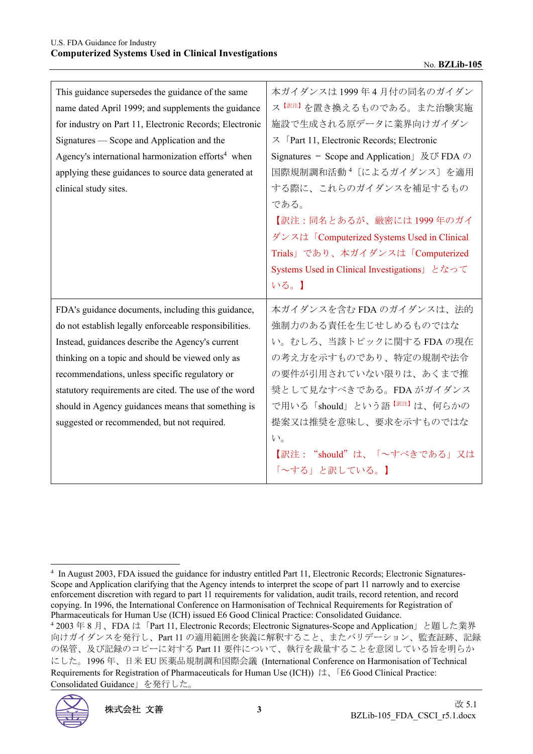| | |
|---|---|
| This guidance supersedes the guidance of the same name dated April 1999; and supplements the guidance for industry on Part 11, Electronic Records; Electronic Signatures — Scope and Application and the Agency's international harmonization efforts[4] when applying these guidances to source data generated at clinical study sites. | 本ガイダンスは 1999 年 4 月付の同名のガイダンス【訳注】を置き換えるものである。また治験実施施設で生成される原データに業界向けガイダンス「Part 11, Electronic Records; Electronic Signatures － Scope and Application」及び FDA の国際規制調和活動[4]〔によるガイダンス〕を適用する際に、これらのガイダンスを補足するものである。<br>【訳注：同名とあるが、厳密には 1999 年のガイダンスは「Computerized Systems Used in Clinical Trials」であり、本ガイダンスは「Computerized Systems Used in Clinical Investigations」となっている。】 |
| FDA's guidance documents, including this guidance, do not establish legally enforceable responsibilities. Instead, guidances describe the Agency's current thinking on a topic and should be viewed only as recommendations, unless specific regulatory or statutory requirements are cited. The use of the word should in Agency guidances means that something is suggested or recommended, but not required. | 本ガイダンスを含む FDA のガイダンスは、法的強制力のある責任を生じせしめるものではない。むしろ、当該トピックに関する FDA の現在の考え方を示すものであり、特定の規制や法令の要件が引用されていない限りは、あくまで推奨として見なすべきである。FDA がガイダンスで用いる「should」という語【訳注】は、何らかの提案又は推奨を意味し、要求を示すものではない。<br>【訳注：“should”は、「～すべきである」又は「～する」と訳している。】 |

[4] In August 2003, FDA issued the guidance for industry entitled Part 11, Electronic Records; Electronic Signatures-Scope and Application clarifying that the Agency intends to interpret the scope of part 11 narrowly and to exercise enforcement discretion with regard to part 11 requirements for validation, audit trails, record retention, and record copying. In 1996, the International Conference on Harmonisation of Technical Requirements for Registration of Pharmaceuticals for Human Use (ICH) issued E6 Good Clinical Practice: Consolidated Guidance.

[4] 2003 年 8 月、FDA は「Part 11, Electronic Records; Electronic Signatures-Scope and Application」と題した業界向けガイダンスを発行し、Part 11 の適用範囲を狭義に解釈すること、またバリデーション、監査証跡、記録の保管、及び記録のコピーに対する Part 11 要件について、執行を裁量することを意図している旨を明らかにした。1996 年、日米 EU 医薬品規制調和国際会議 (International Conference on Harmonisation of Technical Requirements for Registration of Pharmaceuticals for Human Use (ICH)) は、「E6 Good Clinical Practice: Consolidated Guidance」を発行した。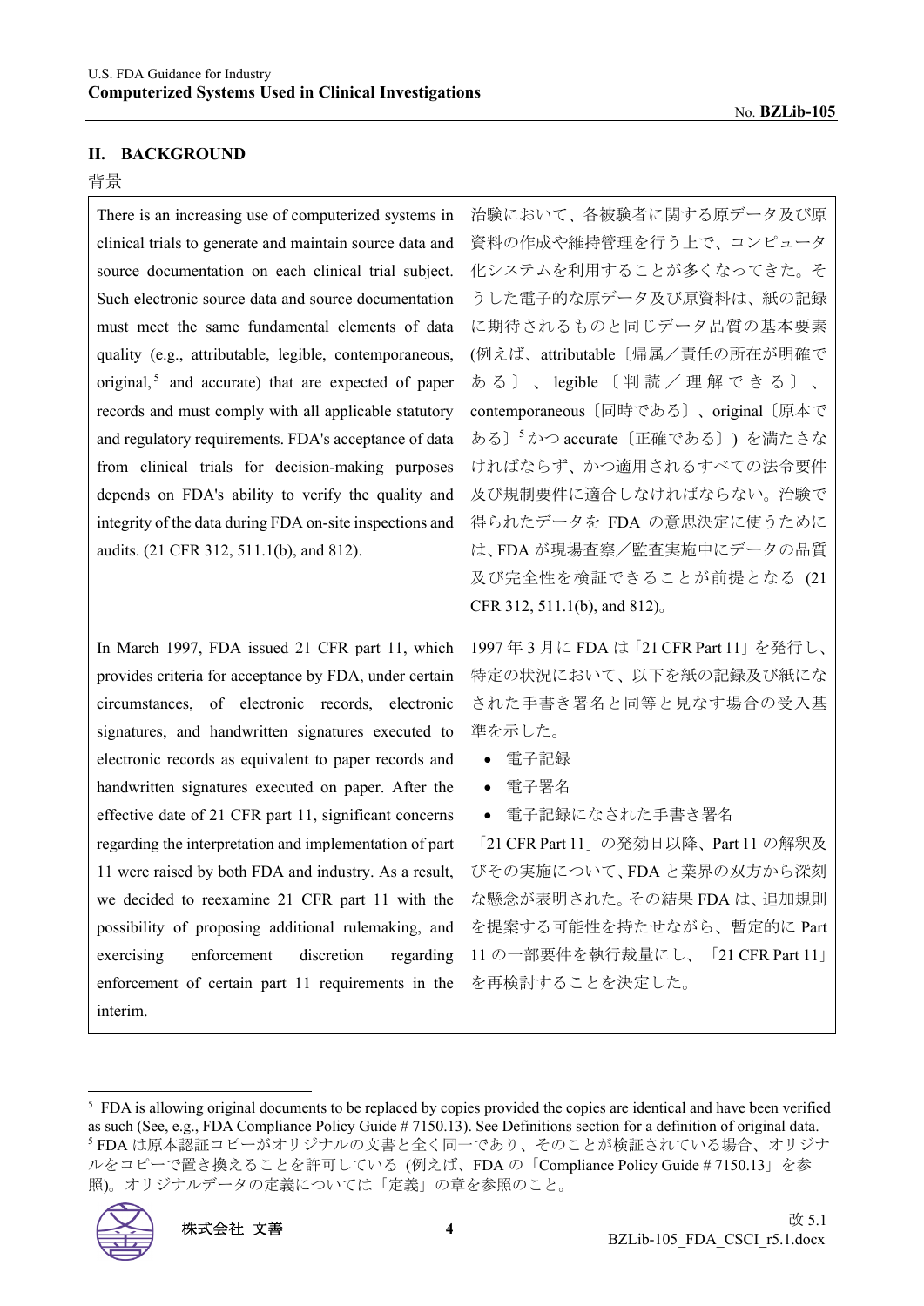## II. BACKGROUND

背景

| | |
|---|---|
| There is an increasing use of computerized systems in clinical trials to generate and maintain source data and source documentation on each clinical trial subject. Such electronic source data and source documentation must meet the same fundamental elements of data quality (e.g., attributable, legible, contemporaneous, original,[5] and accurate) that are expected of paper records and must comply with all applicable statutory and regulatory requirements. FDA's acceptance of data from clinical trials for decision-making purposes depends on FDA's ability to verify the quality and integrity of the data during FDA on-site inspections and audits. (21 CFR 312, 511.1(b), and 812). | 治験において、各被験者に関する原データ及び原資料の作成や維持管理を行う上で、コンピュータ化システムを利用することが多くなってきた。そうした電子的な原データ及び原資料は、紙の記録に期待されるものと同じデータ品質の基本要素(例えば、attributable〔帰属／責任の所在が明確である〕、legible〔判読／理解できる〕、contemporaneous〔同時である〕、original〔原本である〕[5]かつ accurate〔正確である〕) を満たさなければならず、かつ適用されるすべての法令要件及び規制要件に適合しなければならない。治験で得られたデータを FDA の意思決定に使うためには、FDA が現場査察／監査実施中にデータの品質及び完全性を検証できることが前提となる (21 CFR 312, 511.1(b), and 812)。 |
| In March 1997, FDA issued 21 CFR part 11, which provides criteria for acceptance by FDA, under certain circumstances, of electronic records, electronic signatures, and handwritten signatures executed to electronic records as equivalent to paper records and handwritten signatures executed on paper. After the effective date of 21 CFR part 11, significant concerns regarding the interpretation and implementation of part 11 were raised by both FDA and industry. As a result, we decided to reexamine 21 CFR part 11 with the possibility of proposing additional rulemaking, and exercising enforcement discretion regarding enforcement of certain part 11 requirements in the interim. | 1997 年 3 月に FDA は「21 CFR Part 11」を発行し、特定の状況において、以下を紙の記録及び紙になされた手書き署名と同等と見なす場合の受入基準を示した。<br>• 電子記録<br>• 電子署名<br>• 電子記録になされた手書き署名<br>「21 CFR Part 11」の発効日以降、Part 11 の解釈及びその実施について、FDA と業界の双方から深刻な懸念が表明された。その結果 FDA は、追加規則を提案する可能性を持たせながら、暫定的に Part 11 の一部要件を執行裁量にし、「21 CFR Part 11」を再検討することを決定した。 |

[5] FDA is allowing original documents to be replaced by copies provided the copies are identical and have been verified as such (See, e.g., FDA Compliance Policy Guide # 7150.13). See Definitions section for a definition of original data.

[5] FDA は原本認証コピーがオリジナルの文書と全く同一であり、そのことが検証されている場合、オリジナルをコピーで置き換えることを許可している (例えば、FDA の「Compliance Policy Guide # 7150.13」を参照)。オリジナルデータの定義については「定義」の章を参照のこと。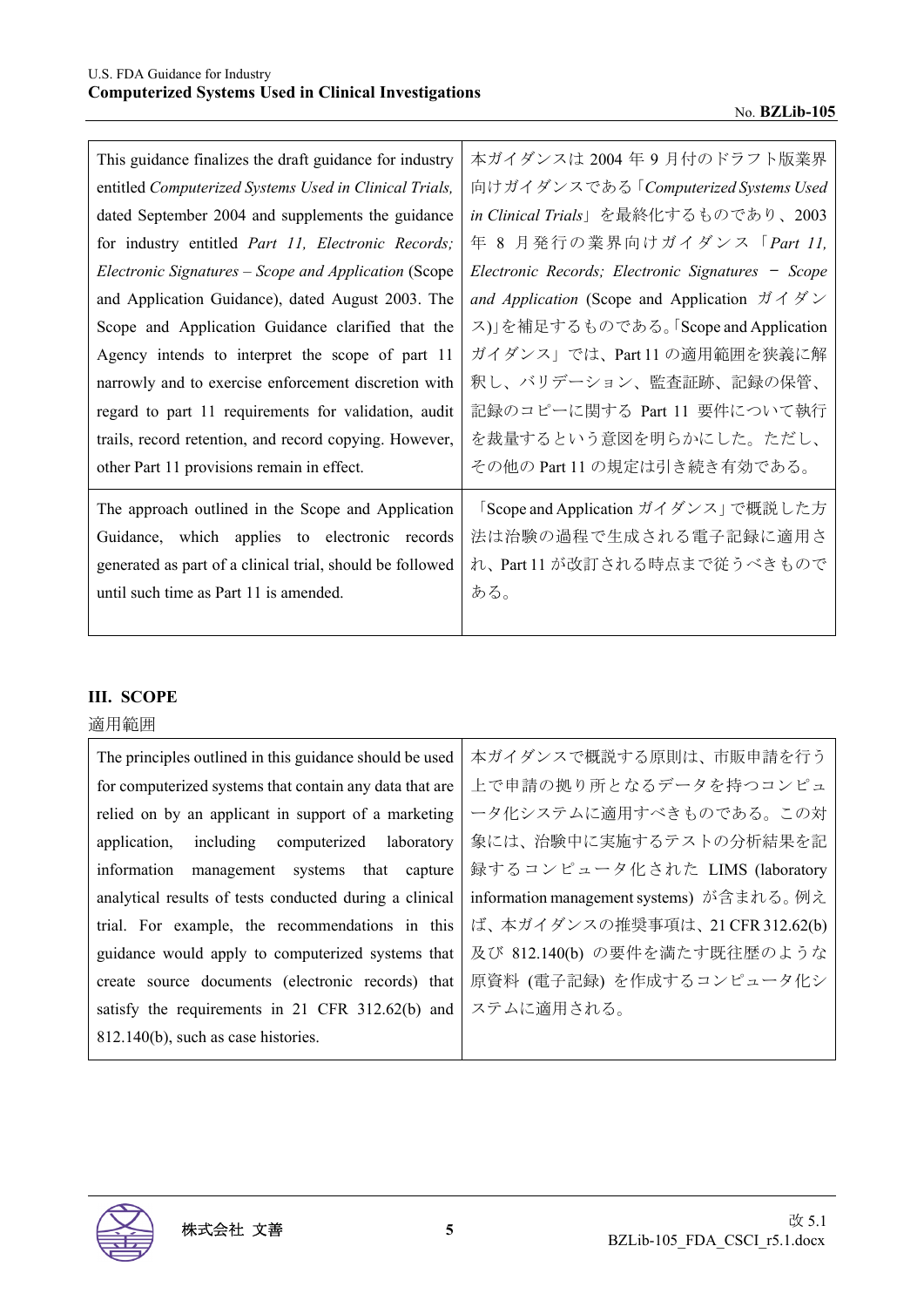| This guidance finalizes the draft guidance for industry entitled *Computerized Systems Used in Clinical Trials,* dated September 2004 and supplements the guidance for industry entitled *Part 11, Electronic Records; Electronic Signatures – Scope and Application* (Scope and Application Guidance), dated August 2003. The Scope and Application Guidance clarified that the Agency intends to interpret the scope of part 11 narrowly and to exercise enforcement discretion with regard to part 11 requirements for validation, audit trails, record retention, and record copying. However, other Part 11 provisions remain in effect. | 本ガイダンスは 2004 年 9 月付のドラフト版業界向けガイダンスである「*Computerized Systems Used in Clinical Trials*」を最終化するものであり、2003 年 8 月発行の業界向けガイダンス「*Part 11, Electronic Records; Electronic Signatures* − *Scope and Application* (Scope and Application ガイダンス)」を補足するものである。「Scope and Application ガイダンス」では、Part 11 の適用範囲を狭義に解釈し、バリデーション、監査証跡、記録の保管、記録のコピーに関する Part 11 要件について執行を裁量するという意図を明らかにした。ただし、その他の Part 11 の規定は引き続き有効である。 |
|---|---|
| The approach outlined in the Scope and Application Guidance, which applies to electronic records generated as part of a clinical trial, should be followed until such time as Part 11 is amended. | 「Scope and Application ガイダンス」で概説した方法は治験の過程で生成される電子記録に適用され、Part 11 が改訂される時点まで従うべきものである。 |

## III. SCOPE

適用範囲

| The principles outlined in this guidance should be used for computerized systems that contain any data that are relied on by an applicant in support of a marketing application, including computerized laboratory information management systems that capture analytical results of tests conducted during a clinical trial. For example, the recommendations in this guidance would apply to computerized systems that create source documents (electronic records) that satisfy the requirements in 21 CFR 312.62(b) and 812.140(b), such as case histories. | 本ガイダンスで概説する原則は、市販申請を行う上で申請の拠り所となるデータを持つコンピュータ化システムに適用すべきものである。この対象には、治験中に実施するテストの分析結果を記録するコンピュータ化された LIMS (laboratory information management systems) が含まれる。例えば、本ガイダンスの推奨事項は、21 CFR 312.62(b) 及び 812.140(b) の要件を満たす既往歴のような原資料 (電子記録) を作成するコンピュータ化システムに適用される。 |
|---|---|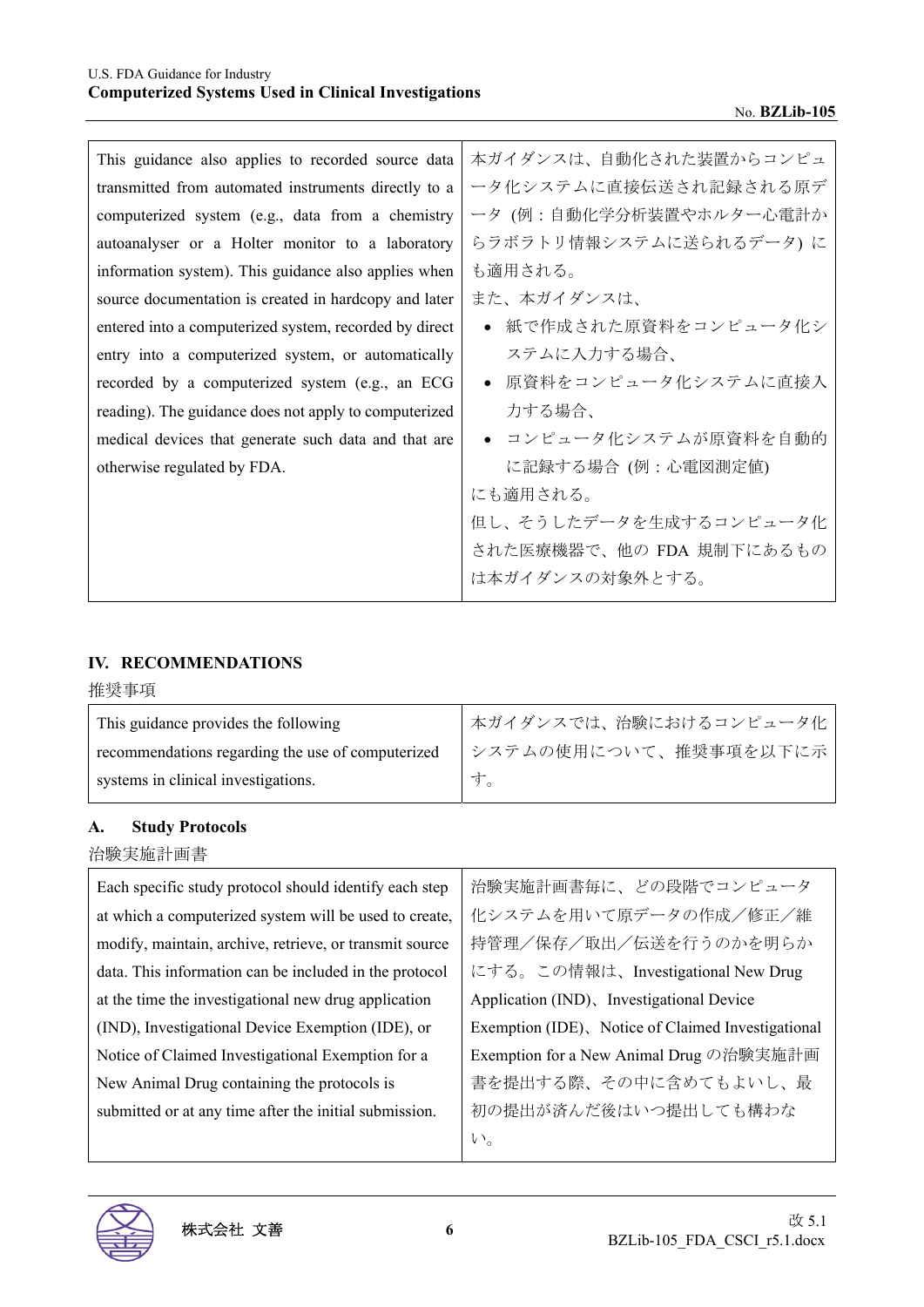| This guidance also applies to recorded source data transmitted from automated instruments directly to a computerized system (e.g., data from a chemistry autoanalyser or a Holter monitor to a laboratory information system). This guidance also applies when source documentation is created in hardcopy and later entered into a computerized system, recorded by direct entry into a computerized system, or automatically recorded by a computerized system (e.g., an ECG reading). The guidance does not apply to computerized medical devices that generate such data and that are otherwise regulated by FDA. | 本ガイダンスは、自動化された装置からコンピュータ化システムに直接伝送され記録される原データ (例：自動化学分析装置やホルター心電計からラボラトリ情報システムに送られるデータ) にも適用される。<br>また、本ガイダンスは、<br>• 紙で作成された原資料をコンピュータ化システムに入力する場合、<br>• 原資料をコンピュータ化システムに直接入力する場合、<br>• コンピュータ化システムが原資料を自動的に記録する場合 (例：心電図測定値)<br>にも適用される。<br>但し、そうしたデータを生成するコンピュータ化された医療機器で、他の FDA 規制下にあるものは本ガイダンスの対象外とする。 |
|---|---|

## IV. RECOMMENDATIONS

推奨事項

| This guidance provides the following recommendations regarding the use of computerized systems in clinical investigations. | 本ガイダンスでは、治験におけるコンピュータ化システムの使用について、推奨事項を以下に示す。 |
|---|---|

### A. Study Protocols

治験実施計画書

| Each specific study protocol should identify each step at which a computerized system will be used to create, modify, maintain, archive, retrieve, or transmit source data. This information can be included in the protocol at the time the investigational new drug application (IND), Investigational Device Exemption (IDE), or Notice of Claimed Investigational Exemption for a New Animal Drug containing the protocols is submitted or at any time after the initial submission. | 治験実施計画書毎に、どの段階でコンピュータ化システムを用いて原データの作成／修正／維持管理／保存／取出／伝送を行うのかを明らかにする。この情報は、Investigational New Drug Application (IND)、Investigational Device Exemption (IDE)、Notice of Claimed Investigational Exemption for a New Animal Drug の治験実施計画書を提出する際、その中に含めてもよいし、最初の提出が済んだ後はいつ提出しても構わない。 |
|---|---|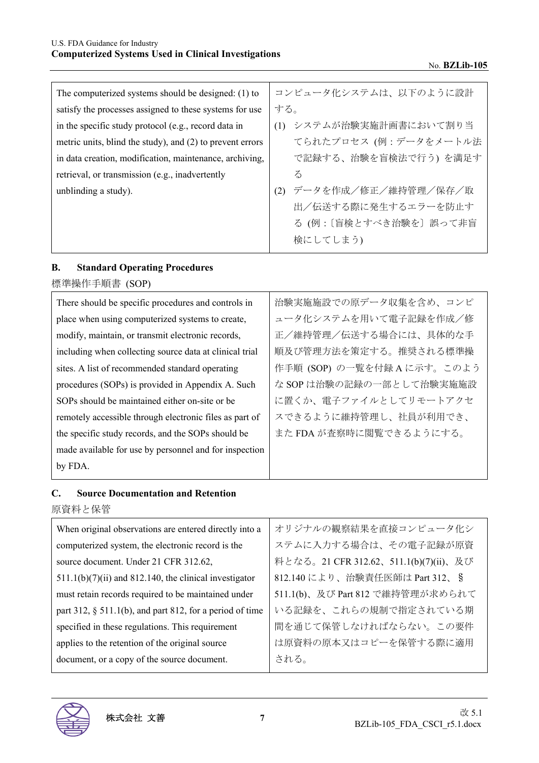| The computerized systems should be designed: (1) to satisfy the processes assigned to these systems for use in the specific study protocol (e.g., record data in metric units, blind the study), and (2) to prevent errors in data creation, modification, maintenance, archiving, retrieval, or transmission (e.g., inadvertently unblinding a study). | コンピュータ化システムは、以下のように設計する。<br>(1) システムが治験実施計画書において割り当てられたプロセス (例：データをメートル法で記録する、治験を盲検法で行う) を満足する<br>(2) データを作成／修正／維持管理／保存／取出／伝送する際に発生するエラーを防止する (例：〔盲検とすべき治験を〕誤って非盲検にしてしまう) |
|---|---|

## B. Standard Operating Procedures

標準操作手順書 (SOP)

| There should be specific procedures and controls in place when using computerized systems to create, modify, maintain, or transmit electronic records, including when collecting source data at clinical trial sites. A list of recommended standard operating procedures (SOPs) is provided in Appendix A. Such SOPs should be maintained either on-site or be remotely accessible through electronic files as part of the specific study records, and the SOPs should be made available for use by personnel and for inspection by FDA. | 治験実施施設での原データ収集を含め、コンピュータ化システムを用いて電子記録を作成／修正／維持管理／伝送する場合には、具体的な手順及び管理方法を策定する。推奨される標準操作手順 (SOP) の一覧を付録 A に示す。このような SOP は治験の記録の一部として治験実施施設に置くか、電子ファイルとしてリモートアクセスできるように維持管理し、社員が利用でき、また FDA が査察時に閲覧できるようにする。 |
|---|---|

## C. Source Documentation and Retention

原資料と保管

| When original observations are entered directly into a computerized system, the electronic record is the source document. Under 21 CFR 312.62, 511.1(b)(7)(ii) and 812.140, the clinical investigator must retain records required to be maintained under part 312, § 511.1(b), and part 812, for a period of time specified in these regulations. This requirement applies to the retention of the original source document, or a copy of the source document. | オリジナルの観察結果を直接コンピュータ化システムに入力する場合は、その電子記録が原資料となる。21 CFR 312.62、511.1(b)(7)(ii)、及び 812.140 により、治験責任医師は Part 312、§ 511.1(b)、及び Part 812 で維持管理が求められている記録を、これらの規制で指定されている期間を通じて保管しなければならない。この要件は原資料の原本又はコピーを保管する際に適用される。 |
|---|---|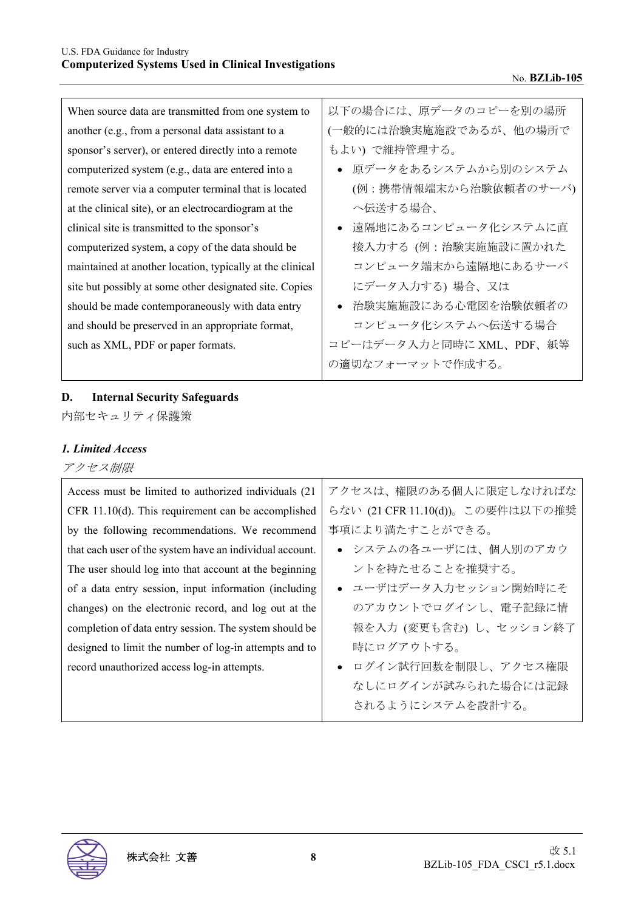| When source data are transmitted from one system to another (e.g., from a personal data assistant to a sponsor's server), or entered directly into a remote computerized system (e.g., data are entered into a remote server via a computer terminal that is located at the clinical site), or an electrocardiogram at the clinical site is transmitted to the sponsor's computerized system, a copy of the data should be maintained at another location, typically at the clinical site but possibly at some other designated site. Copies should be made contemporaneously with data entry and should be preserved in an appropriate format, such as XML, PDF or paper formats. | 以下の場合には、原データのコピーを別の場所(一般的には治験実施施設であるが、他の場所でもよい) で維持管理する。<br>• 原データをあるシステムから別のシステム(例：携帯情報端末から治験依頼者のサーバ)へ伝送する場合、<br>• 遠隔地にあるコンピュータ化システムに直接入力する (例：治験実施施設に置かれたコンピュータ端末から遠隔地にあるサーバにデータ入力する) 場合、又は<br>• 治験実施施設にある心電図を治験依頼者のコンピュータ化システムへ伝送する場合<br>コピーはデータ入力と同時に XML、PDF、紙等の適切なフォーマットで作成する。 |
|---|---|

## D. Internal Security Safeguards

内部セキュリティ保護策

### *1. Limited Access*

*アクセス制限*

| Access must be limited to authorized individuals (21 CFR 11.10(d). This requirement can be accomplished by the following recommendations. We recommend that each user of the system have an individual account. The user should log into that account at the beginning of a data entry session, input information (including changes) on the electronic record, and log out at the completion of data entry session. The system should be designed to limit the number of log-in attempts and to record unauthorized access log-in attempts. | アクセスは、権限のある個人に限定しなければならない (21 CFR 11.10(d))。この要件は以下の推奨事項により満たすことができる。<br>• システムの各ユーザには、個人別のアカウントを持たせることを推奨する。<br>• ユーザはデータ入力セッション開始時にそのアカウントでログインし、電子記録に情報を入力 (変更も含む) し、セッション終了時にログアウトする。<br>• ログイン試行回数を制限し、アクセス権限なしにログインが試みられた場合には記録されるようにシステムを設計する。 |
|---|---|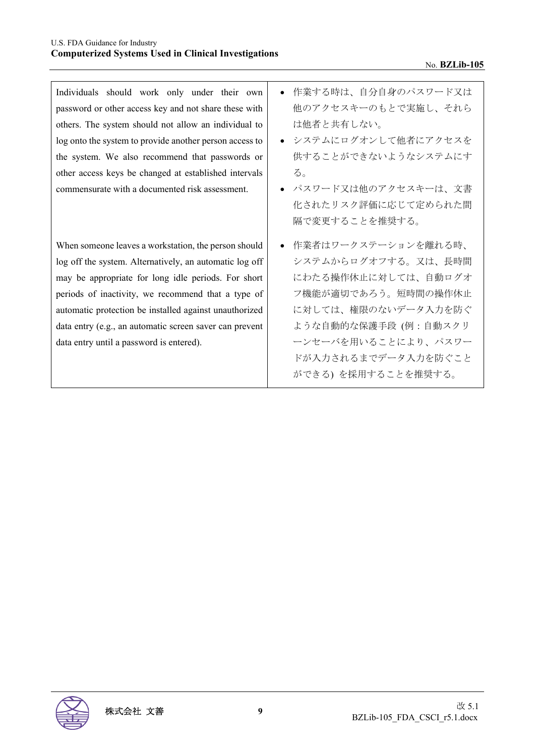| Individuals should work only under their own password or other access key and not share these with others. The system should not allow an individual to log onto the system to provide another person access to the system. We also recommend that passwords or other access keys be changed at established intervals commensurate with a documented risk assessment. | • 作業する時は、自分自身のパスワード又は他のアクセスキーのもとで実施し、それらは他者と共有しない。<br>• システムにログオンして他者にアクセスを供することができないようなシステムにする。<br>• パスワード又は他のアクセスキーは、文書化されたリスク評価に応じて定められた間隔で変更することを推奨する。 |
|---|---|
| When someone leaves a workstation, the person should log off the system. Alternatively, an automatic log off may be appropriate for long idle periods. For short periods of inactivity, we recommend that a type of automatic protection be installed against unauthorized data entry (e.g., an automatic screen saver can prevent data entry until a password is entered). | • 作業者はワークステーションを離れる時、システムからログオフする。又は、長時間にわたる操作休止に対しては、自動ログオフ機能が適切であろう。短時間の操作休止に対しては、権限のないデータ入力を防ぐような自動的な保護手段 (例：自動スクリーンセーバを用いることにより、パスワードが入力されるまでデータ入力を防ぐことができる) を採用することを推奨する。 |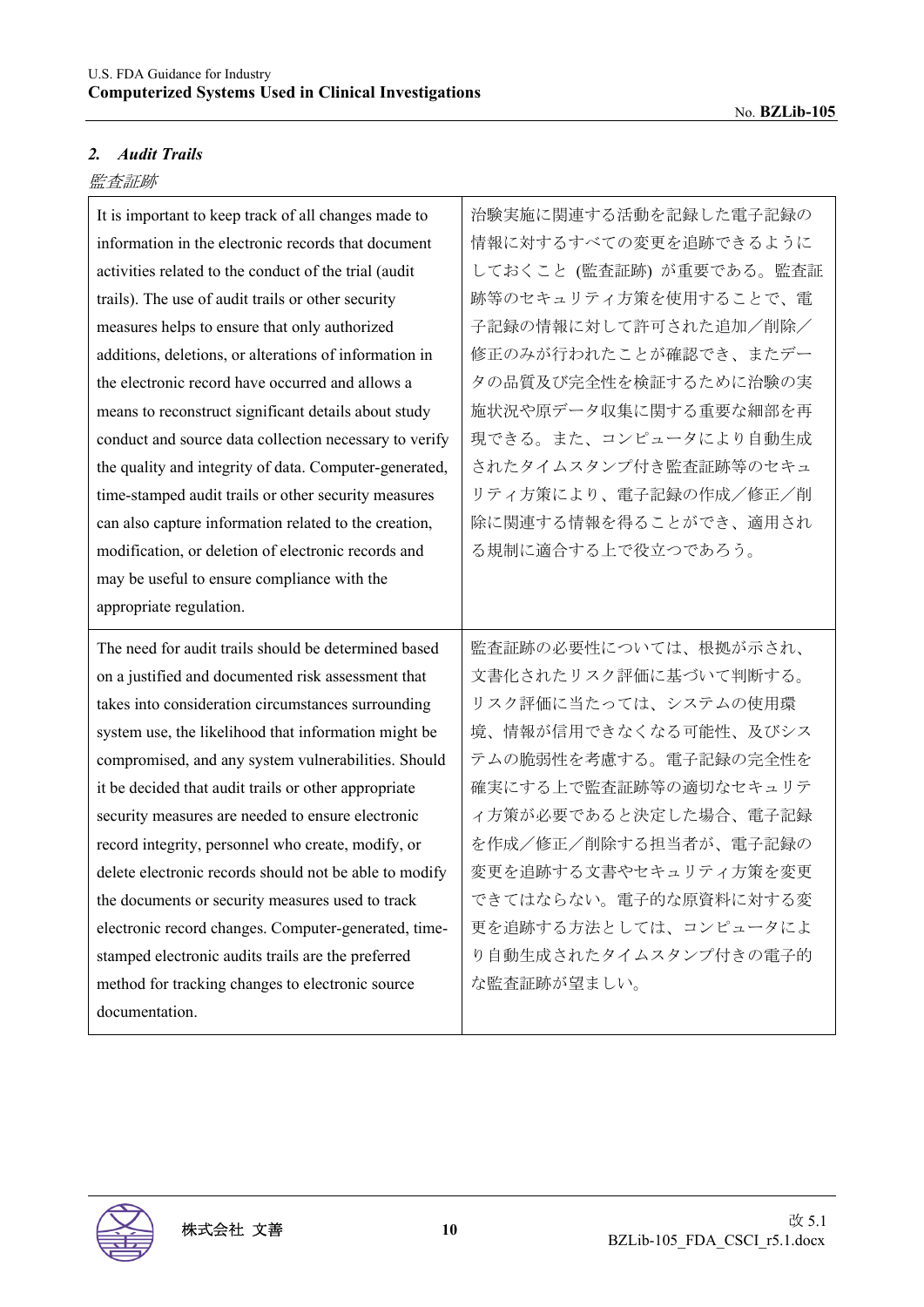### *2. Audit Trails*

*監査証跡*

| | |
|---|---|
| It is important to keep track of all changes made to information in the electronic records that document activities related to the conduct of the trial (audit trails). The use of audit trails or other security measures helps to ensure that only authorized additions, deletions, or alterations of information in the electronic record have occurred and allows a means to reconstruct significant details about study conduct and source data collection necessary to verify the quality and integrity of data. Computer-generated, time-stamped audit trails or other security measures can also capture information related to the creation, modification, or deletion of electronic records and may be useful to ensure compliance with the appropriate regulation. | 治験実施に関連する活動を記録した電子記録の情報に対するすべての変更を追跡できるようにしておくこと (監査証跡) が重要である。監査証跡等のセキュリティ方策を使用することで、電子記録の情報に対して許可された追加／削除／修正のみが行われたことが確認でき、またデータの品質及び完全性を検証するために治験の実施状況や原データ収集に関する重要な細部を再現できる。また、コンピュータにより自動生成されたタイムスタンプ付き監査証跡等のセキュリティ方策により、電子記録の作成／修正／削除に関連する情報を得ることができ、適用される規制に適合する上で役立つであろう。 |
| The need for audit trails should be determined based on a justified and documented risk assessment that takes into consideration circumstances surrounding system use, the likelihood that information might be compromised, and any system vulnerabilities. Should it be decided that audit trails or other appropriate security measures are needed to ensure electronic record integrity, personnel who create, modify, or delete electronic records should not be able to modify the documents or security measures used to track electronic record changes. Computer-generated, time-stamped electronic audits trails are the preferred method for tracking changes to electronic source documentation. | 監査証跡の必要性については、根拠が示され、文書化されたリスク評価に基づいて判断する。リスク評価に当たっては、システムの使用環境、情報が信用できなくなる可能性、及びシステムの脆弱性を考慮する。電子記録の完全性を確実にする上で監査証跡等の適切なセキュリティ方策が必要であると決定した場合、電子記録を作成／修正／削除する担当者が、電子記録の変更を追跡する文書やセキュリティ方策を変更できてはならない。電子的な原資料に対する変更を追跡する方法としては、コンピュータにより自動生成されたタイムスタンプ付きの電子的な監査証跡が望ましい。 |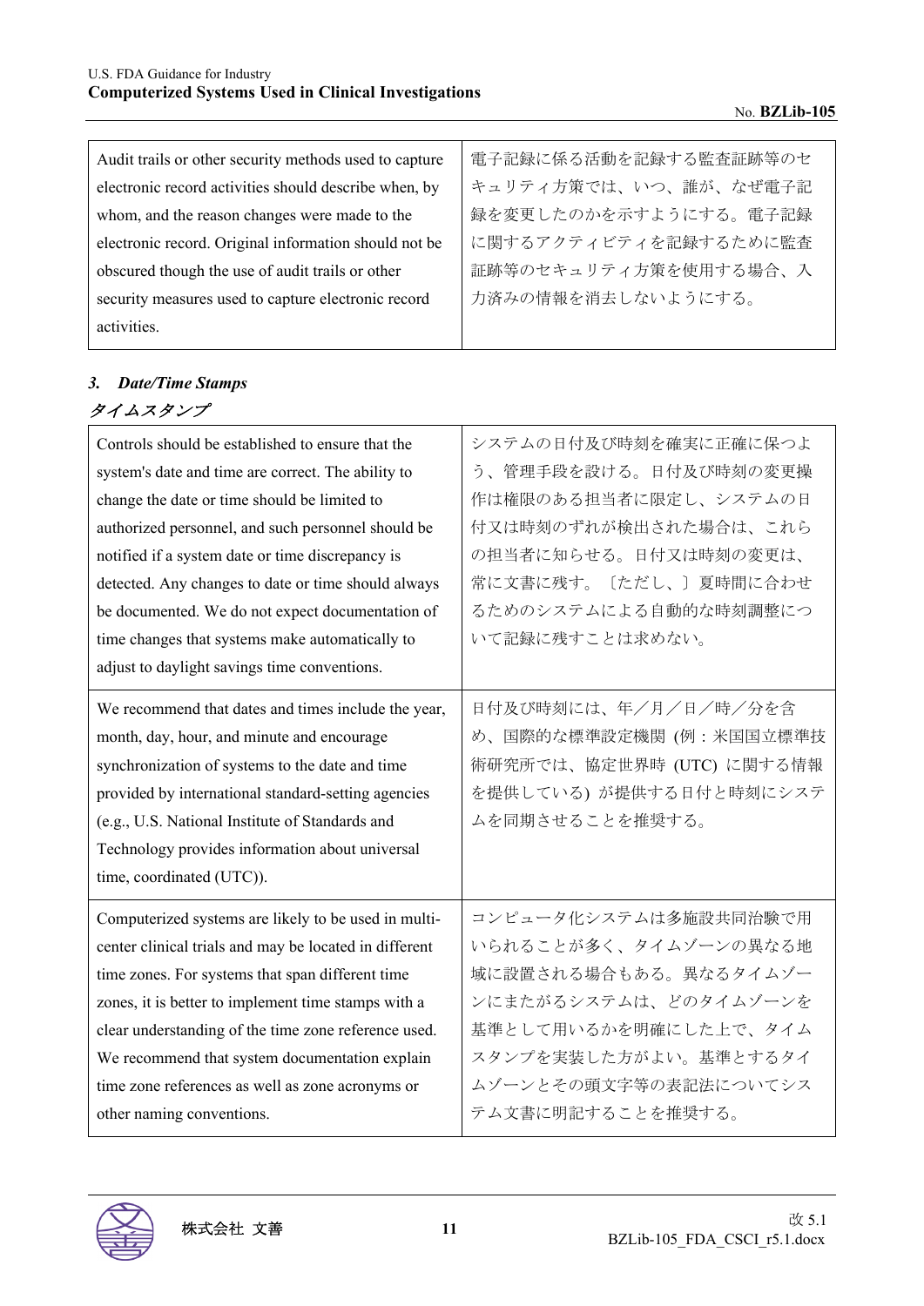| Audit trails or other security methods used to capture electronic record activities should describe when, by whom, and the reason changes were made to the electronic record. Original information should not be obscured though the use of audit trails or other security measures used to capture electronic record activities. | 電子記録に係る活動を記録する監査証跡等のセキュリティ方策では、いつ、誰が、なぜ電子記録を変更したのかを示すようにする。電子記録に関するアクティビティを記録するために監査証跡等のセキュリティ方策を使用する場合、入力済みの情報を消去しないようにする。 |
|---|---|

### *3. Date/Time Stamps*

### *タイムスタンプ*

| Controls should be established to ensure that the system's date and time are correct. The ability to change the date or time should be limited to authorized personnel, and such personnel should be notified if a system date or time discrepancy is detected. Any changes to date or time should always be documented. We do not expect documentation of time changes that systems make automatically to adjust to daylight savings time conventions. | システムの日付及び時刻を確実に正確に保つよう、管理手段を設ける。日付及び時刻の変更操作は権限のある担当者に限定し、システムの日付又は時刻のずれが検出された場合は、これらの担当者に知らせる。日付又は時刻の変更は、常に文書に残す。〔ただし、〕夏時間に合わせるためのシステムによる自動的な時刻調整について記録に残すことは求めない。 |
|---|---|
| We recommend that dates and times include the year, month, day, hour, and minute and encourage synchronization of systems to the date and time provided by international standard-setting agencies (e.g., U.S. National Institute of Standards and Technology provides information about universal time, coordinated (UTC)). | 日付及び時刻には、年／月／日／時／分を含め、国際的な標準設定機関 (例：米国国立標準技術研究所では、協定世界時 (UTC) に関する情報を提供している) が提供する日付と時刻にシステムを同期させることを推奨する。 |
| Computerized systems are likely to be used in multi-center clinical trials and may be located in different time zones. For systems that span different time zones, it is better to implement time stamps with a clear understanding of the time zone reference used. We recommend that system documentation explain time zone references as well as zone acronyms or other naming conventions. | コンピュータ化システムは多施設共同治験で用いられることが多く、タイムゾーンの異なる地域に設置される場合もある。異なるタイムゾーンにまたがるシステムは、どのタイムゾーンを基準として用いるかを明確にした上で、タイムスタンプを実装した方がよい。基準とするタイムゾーンとその頭文字等の表記法についてシステム文書に明記することを推奨する。 |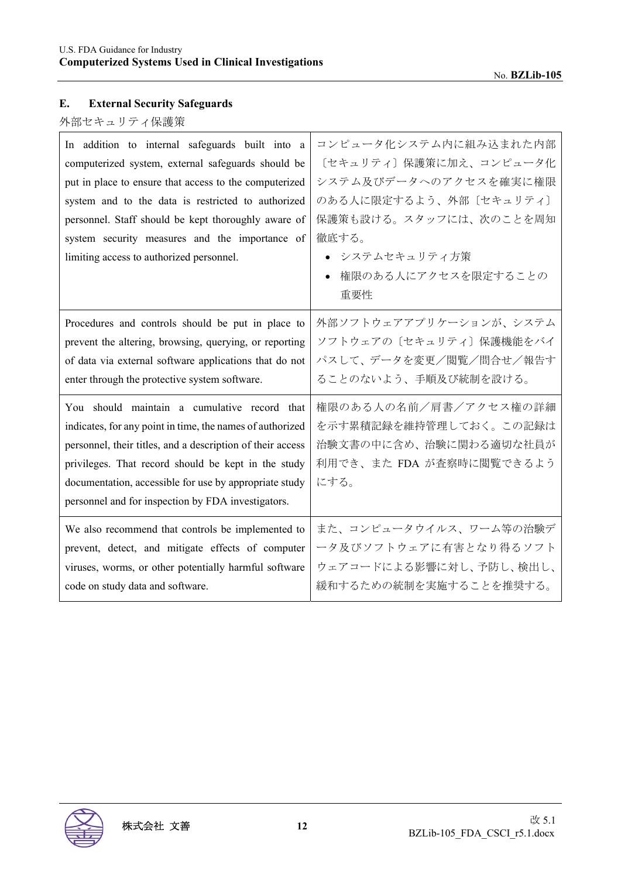## E. External Security Safeguards

外部セキュリティ保護策

| | |
|---|---|
| In addition to internal safeguards built into a computerized system, external safeguards should be put in place to ensure that access to the computerized system and to the data is restricted to authorized personnel. Staff should be kept thoroughly aware of system security measures and the importance of limiting access to authorized personnel. | コンピュータ化システム内に組み込まれた内部〔セキュリティ〕保護策に加え、コンピュータ化システム及びデータへのアクセスを確実に権限のある人に限定するよう、外部〔セキュリティ〕保護策も設ける。スタッフには、次のことを周知徹底する。<br>• システムセキュリティ方策<br>• 権限のある人にアクセスを限定することの重要性 |
| Procedures and controls should be put in place to prevent the altering, browsing, querying, or reporting of data via external software applications that do not enter through the protective system software. | 外部ソフトウェアアプリケーションが、システムソフトウェアの〔セキュリティ〕保護機能をバイパスして、データを変更／閲覧／問合せ／報告することのないよう、手順及び統制を設ける。 |
| You should maintain a cumulative record that indicates, for any point in time, the names of authorized personnel, their titles, and a description of their access privileges. That record should be kept in the study documentation, accessible for use by appropriate study personnel and for inspection by FDA investigators. | 権限のある人の名前／肩書／アクセス権の詳細を示す累積記録を維持管理しておく。この記録は治験文書の中に含め、治験に関わる適切な社員が利用でき、また FDA が査察時に閲覧できるようにする。 |
| We also recommend that controls be implemented to prevent, detect, and mitigate effects of computer viruses, worms, or other potentially harmful software code on study data and software. | また、コンピュータウイルス、ワーム等の治験データ及びソフトウェアに有害となり得るソフトウェアコードによる影響に対し、予防し、検出し、緩和するための統制を実施することを推奨する。 |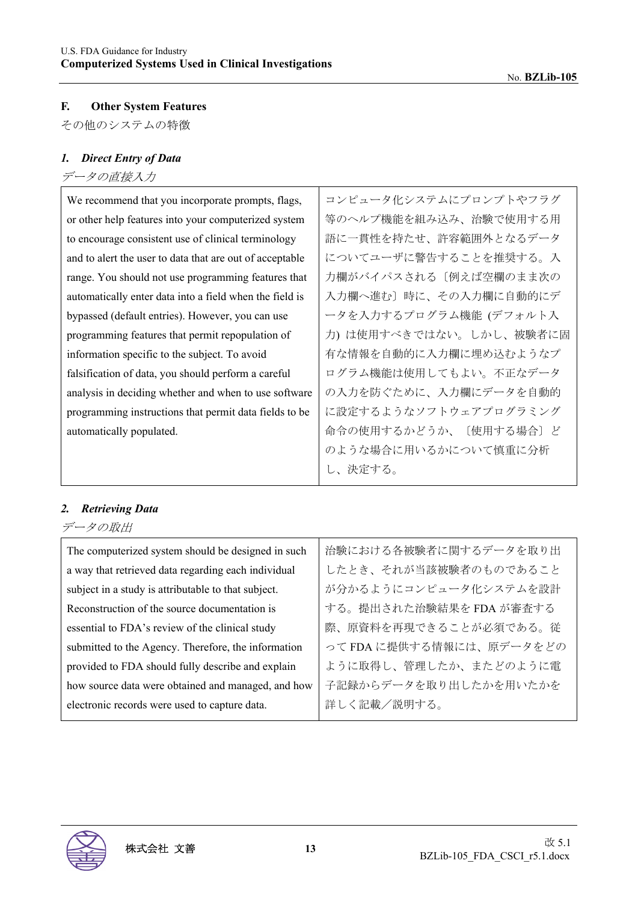### F. Other System Features

その他のシステムの特徴

#### *1. Direct Entry of Data*

*データの直接入力*

| | |
|---|---|
| We recommend that you incorporate prompts, flags, or other help features into your computerized system to encourage consistent use of clinical terminology and to alert the user to data that are out of acceptable range. You should not use programming features that automatically enter data into a field when the field is bypassed (default entries). However, you can use programming features that permit repopulation of information specific to the subject. To avoid falsification of data, you should perform a careful analysis in deciding whether and when to use software programming instructions that permit data fields to be automatically populated. | コンピュータ化システムにプロンプトやフラグ等のヘルプ機能を組み込み、治験で使用する用語に一貫性を持たせ、許容範囲外となるデータについてユーザに警告することを推奨する。入力欄がバイパスされる〔例えば空欄のまま次の入力欄へ進む〕時に、その入力欄に自動的にデータを入力するプログラム機能 (デフォルト入力) は使用すべきではない。しかし、被験者に固有な情報を自動的に入力欄に埋め込むようなプログラム機能は使用してもよい。不正なデータの入力を防ぐために、入力欄にデータを自動的に設定するようなソフトウェアプログラミング命令の使用するかどうか、〔使用する場合〕どのような場合に用いるかについて慎重に分析し、決定する。 |

#### *2. Retrieving Data*

*データの取出*

| | |
|---|---|
| The computerized system should be designed in such a way that retrieved data regarding each individual subject in a study is attributable to that subject. Reconstruction of the source documentation is essential to FDA's review of the clinical study submitted to the Agency. Therefore, the information provided to FDA should fully describe and explain how source data were obtained and managed, and how electronic records were used to capture data. | 治験における各被験者に関するデータを取り出したとき、それが当該被験者のものであることが分かるようにコンピュータ化システムを設計する。提出された治験結果を FDA が審査する際、原資料を再現できることが必須である。従って FDA に提供する情報には、原データをどのように取得し、管理したか、またどのように電子記録からデータを取り出したかを用いたかを詳しく記載／説明する。 |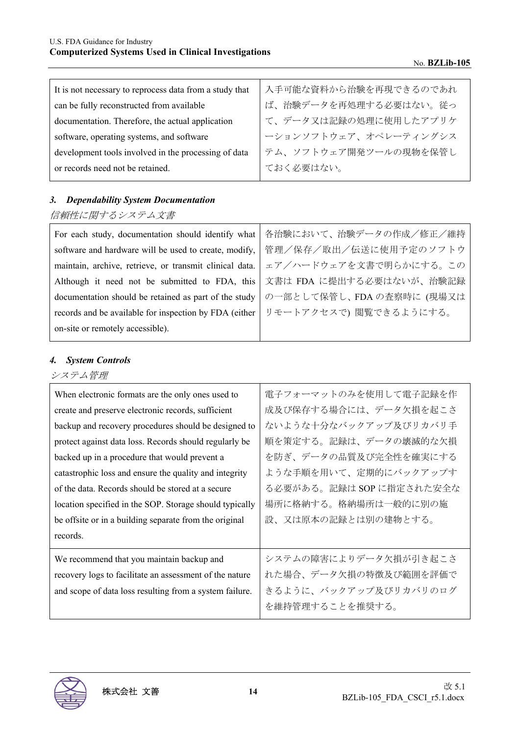| It is not necessary to reprocess data from a study that can be fully reconstructed from available documentation. Therefore, the actual application software, operating systems, and software development tools involved in the processing of data or records need not be retained. | 入手可能な資料から治験を再現できるのであれば、治験データを再処理する必要はない。従って、データ又は記録の処理に使用したアプリケーションソフトウェア、オペレーティングシステム、ソフトウェア開発ツールの現物を保管しておく必要はない。 |
|---|---|

### *3. Dependability System Documentation*

*信頼性に関するシステム文書*

| For each study, documentation should identify what software and hardware will be used to create, modify, maintain, archive, retrieve, or transmit clinical data. Although it need not be submitted to FDA, this documentation should be retained as part of the study records and be available for inspection by FDA (either on-site or remotely accessible). | 各治験において、治験データの作成／修正／維持管理／保存／取出／伝送に使用予定のソフトウェア／ハードウェアを文書で明らかにする。この文書は FDA に提出する必要はないが、治験記録の一部として保管し、FDA の査察時に (現場又はリモートアクセスで) 閲覧できるようにする。 |
|---|---|

### *4. System Controls*

*システム管理*

| When electronic formats are the only ones used to create and preserve electronic records, sufficient backup and recovery procedures should be designed to protect against data loss. Records should regularly be backed up in a procedure that would prevent a catastrophic loss and ensure the quality and integrity of the data. Records should be stored at a secure location specified in the SOP. Storage should typically be offsite or in a building separate from the original records. | 電子フォーマットのみを使用して電子記録を作成及び保存する場合には、データ欠損を起こさないような十分なバックアップ及びリカバリ手順を策定する。記録は、データの壊滅的な欠損を防ぎ、データの品質及び完全性を確実にするような手順を用いて、定期的にバックアップする必要がある。記録は SOP に指定された安全な場所に格納する。格納場所は一般的に別の施設、又は原本の記録とは別の建物とする。 |
|---|---|
| We recommend that you maintain backup and recovery logs to facilitate an assessment of the nature and scope of data loss resulting from a system failure. | システムの障害によりデータ欠損が引き起こされた場合、データ欠損の特徴及び範囲を評価できるように、バックアップ及びリカバリのログを維持管理することを推奨する。 |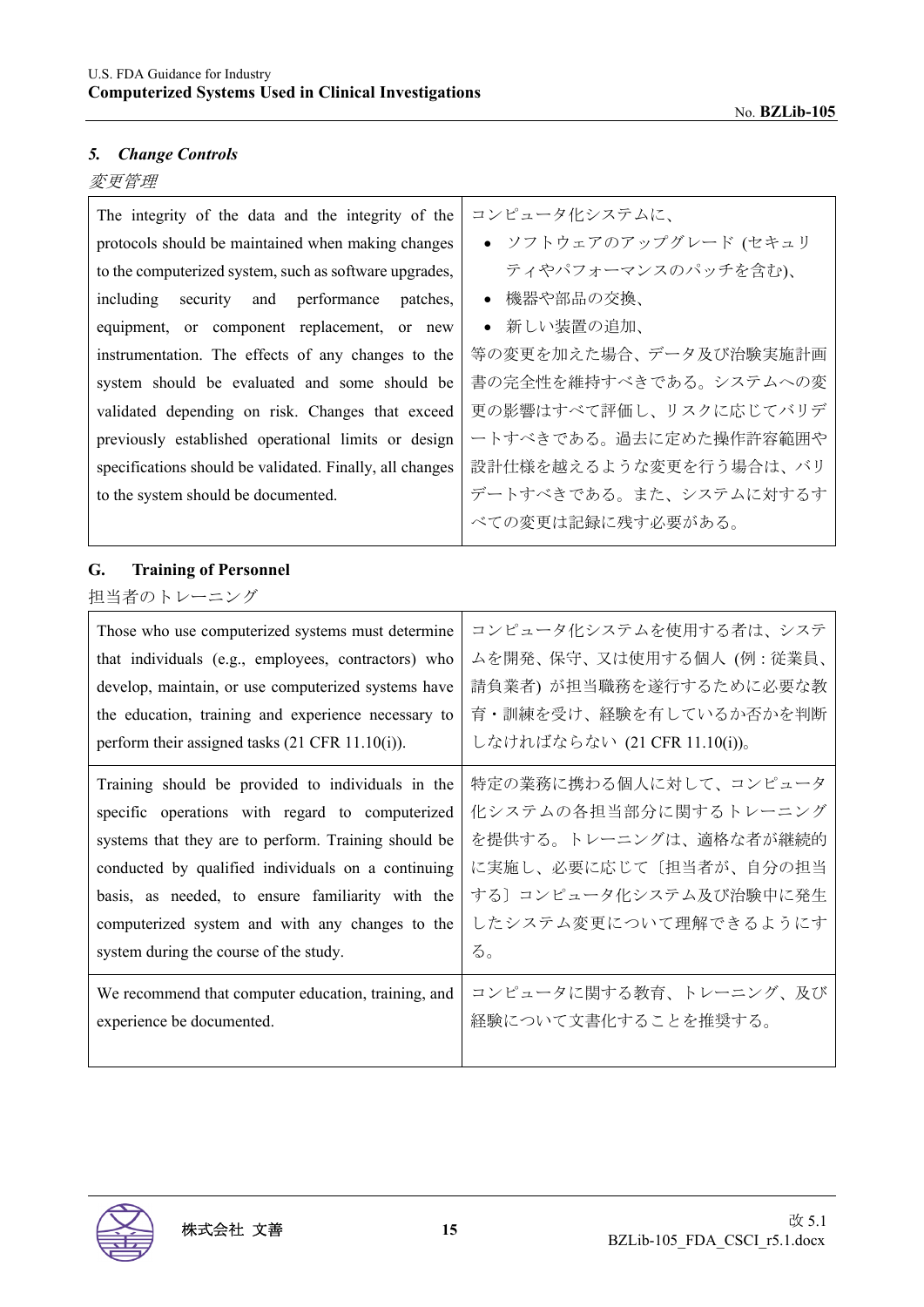### *5. Change Controls*

*変更管理*

| The integrity of the data and the integrity of the protocols should be maintained when making changes to the computerized system, such as software upgrades, including security and performance patches, equipment, or component replacement, or new instrumentation. The effects of any changes to the system should be evaluated and some should be validated depending on risk. Changes that exceed previously established operational limits or design specifications should be validated. Finally, all changes to the system should be documented. | コンピュータ化システムに、<br>• ソフトウェアのアップグレード (セキュリティやパフォーマンスのパッチを含む)、<br>• 機器や部品の交換、<br>• 新しい装置の追加、<br>等の変更を加えた場合、データ及び治験実施計画書の完全性を維持すべきである。システムへの変更の影響はすべて評価し、リスクに応じてバリデートすべきである。過去に定めた操作許容範囲や設計仕様を越えるような変更を行う場合は、バリデートすべきである。また、システムに対するすべての変更は記録に残す必要がある。 |
|---|---|

### G. Training of Personnel

担当者のトレーニング

| Those who use computerized systems must determine that individuals (e.g., employees, contractors) who develop, maintain, or use computerized systems have the education, training and experience necessary to perform their assigned tasks (21 CFR 11.10(i)). | コンピュータ化システムを使用する者は、システムを開発、保守、又は使用する個人 (例：従業員、請負業者) が担当職務を遂行するために必要な教育・訓練を受け、経験を有しているか否かを判断しなければならない (21 CFR 11.10(i))。 |
|---|---|
| Training should be provided to individuals in the specific operations with regard to computerized systems that they are to perform. Training should be conducted by qualified individuals on a continuing basis, as needed, to ensure familiarity with the computerized system and with any changes to the system during the course of the study. | 特定の業務に携わる個人に対して、コンピュータ化システムの各担当部分に関するトレーニングを提供する。トレーニングは、適格な者が継続的に実施し、必要に応じて〔担当者が、自分の担当する〕コンピュータ化システム及び治験中に発生したシステム変更について理解できるようにする。 |
| We recommend that computer education, training, and experience be documented. | コンピュータに関する教育、トレーニング、及び経験について文書化することを推奨する。 |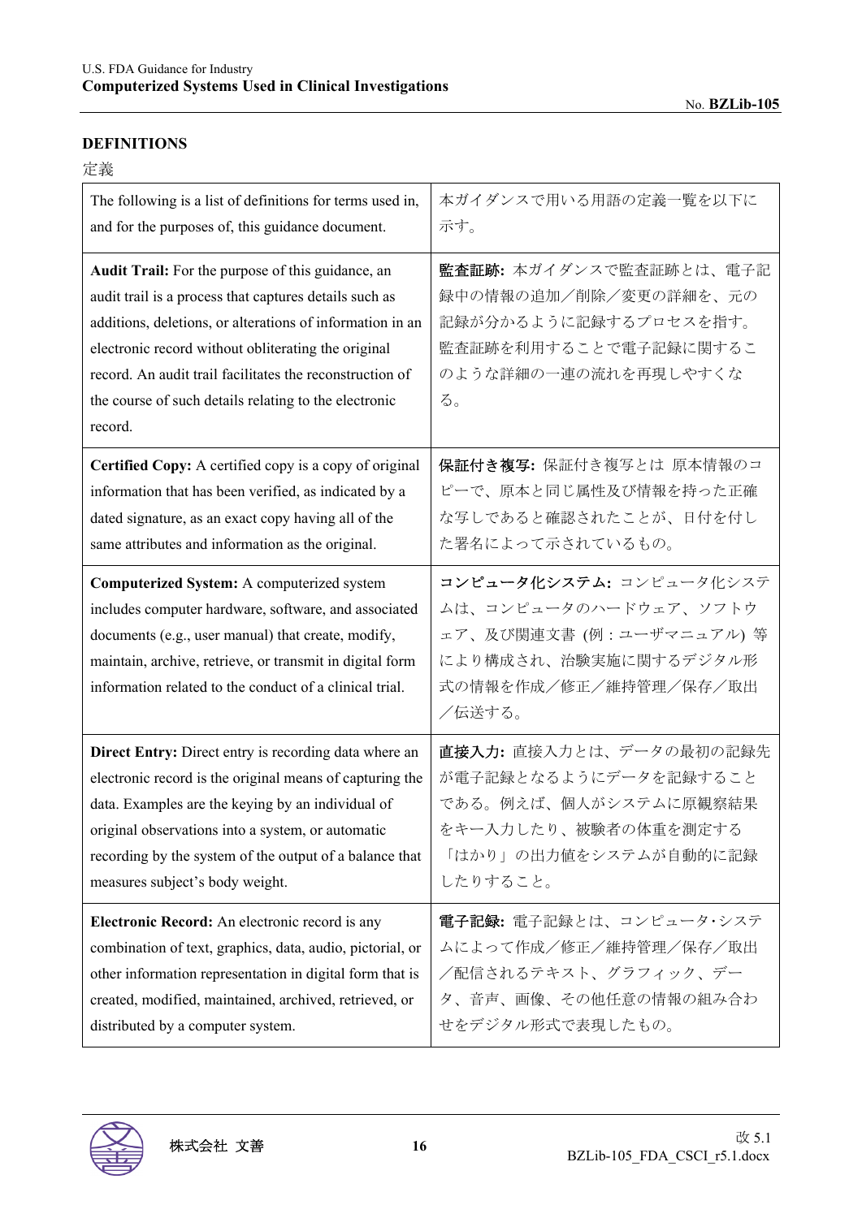## DEFINITIONS

定義

| The following is a list of definitions for terms used in, and for the purposes of, this guidance document. | 本ガイダンスで用いる用語の定義一覧を以下に示す。 |
|---|---|
| **Audit Trail:** For the purpose of this guidance, an audit trail is a process that captures details such as additions, deletions, or alterations of information in an electronic record without obliterating the original record. An audit trail facilitates the reconstruction of the course of such details relating to the electronic record. | **監査証跡:** 本ガイダンスで監査証跡とは、電子記録中の情報の追加／削除／変更の詳細を、元の記録が分かるように記録するプロセスを指す。監査証跡を利用することで電子記録に関することのような詳細の一連の流れを再現しやすくなる。 |
| **Certified Copy:** A certified copy is a copy of original information that has been verified, as indicated by a dated signature, as an exact copy having all of the same attributes and information as the original. | **保証付き複写:** 保証付き複写とは 原本情報のコピーで、原本と同じ属性及び情報を持った正確な写しであると確認されたことが、日付を付した署名によって示されているもの。 |
| **Computerized System:** A computerized system includes computer hardware, software, and associated documents (e.g., user manual) that create, modify, maintain, archive, retrieve, or transmit in digital form information related to the conduct of a clinical trial. | **コンピュータ化システム:** コンピュータ化システムは、コンピュータのハードウェア、ソフトウェア、及び関連文書 (例：ユーザマニュアル) 等により構成され、治験実施に関するデジタル形式の情報を作成／修正／維持管理／保存／取出／伝送する。 |
| **Direct Entry:** Direct entry is recording data where an electronic record is the original means of capturing the data. Examples are the keying by an individual of original observations into a system, or automatic recording by the system of the output of a balance that measures subject's body weight. | **直接入力:** 直接入力とは、データの最初の記録先が電子記録となるようにデータを記録することである。例えば、個人がシステムに原観察結果をキー入力したり、被験者の体重を測定する「はかり」の出力値をシステムが自動的に記録したりすること。 |
| **Electronic Record:** An electronic record is any combination of text, graphics, data, audio, pictorial, or other information representation in digital form that is created, modified, maintained, archived, retrieved, or distributed by a computer system. | **電子記録:** 電子記録とは、コンピュータ･システムによって作成／修正／維持管理／保存／取出／配信されるテキスト、グラフィック、データ、音声、画像、その他任意の情報の組み合わせをデジタル形式で表現したもの。 |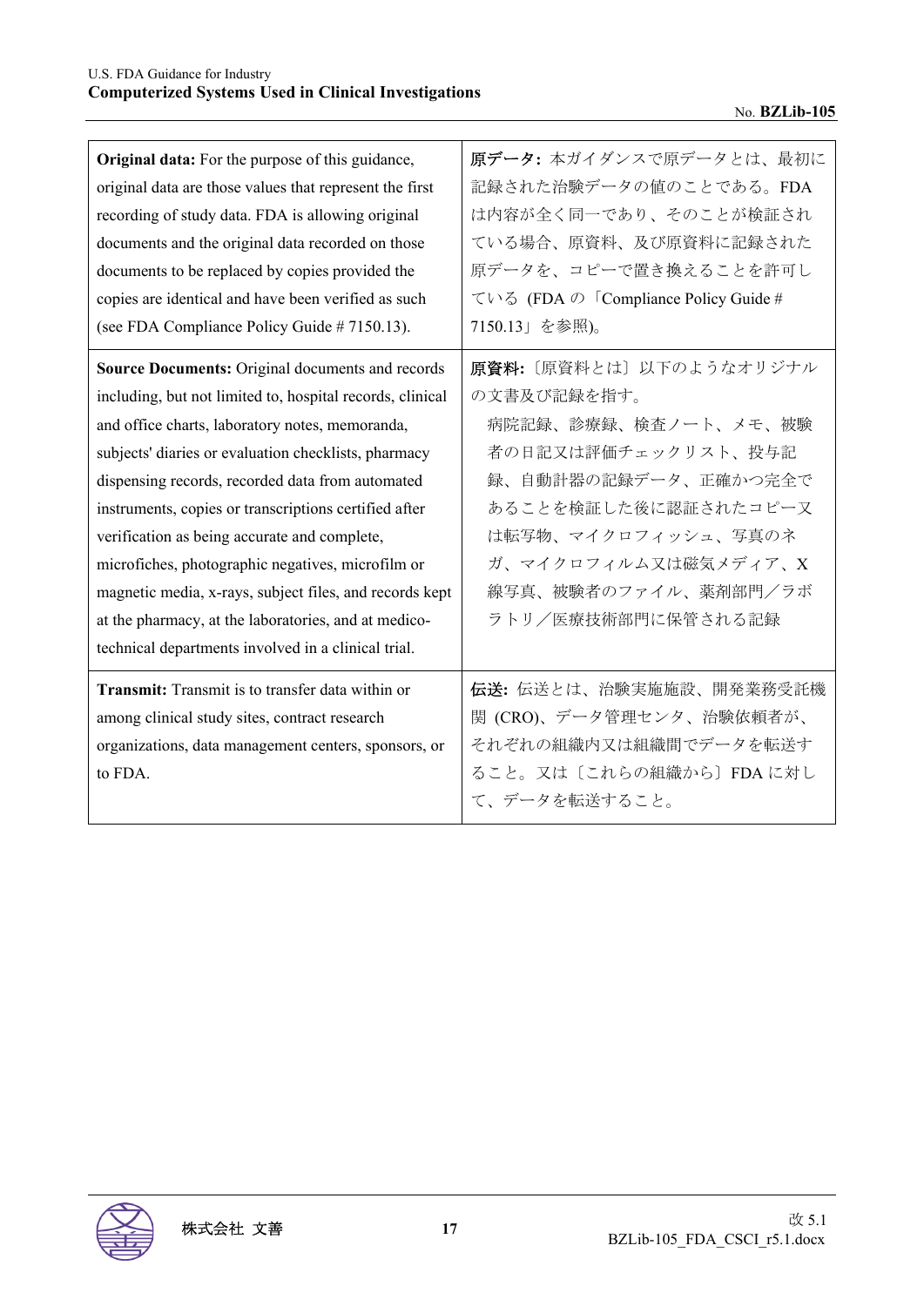| | |
|---|---|
| **Original data:** For the purpose of this guidance, original data are those values that represent the first recording of study data. FDA is allowing original documents and the original data recorded on those documents to be replaced by copies provided the copies are identical and have been verified as such (see FDA Compliance Policy Guide # 7150.13). | **原データ:** 本ガイダンスで原データとは、最初に記録された治験データの値のことである。FDA は内容が全く同一であり、そのことが検証されている場合、原資料、及び原資料に記録された原データを、コピーで置き換えることを許可している (FDA の「Compliance Policy Guide # 7150.13」を参照)。 |
| **Source Documents:** Original documents and records including, but not limited to, hospital records, clinical and office charts, laboratory notes, memoranda, subjects' diaries or evaluation checklists, pharmacy dispensing records, recorded data from automated instruments, copies or transcriptions certified after verification as being accurate and complete, microfiches, photographic negatives, microfilm or magnetic media, x-rays, subject files, and records kept at the pharmacy, at the laboratories, and at medico-technical departments involved in a clinical trial. | **原資料:**〔原資料とは〕以下のようなオリジナルの文書及び記録を指す。<br>病院記録、診療録、検査ノート、メモ、被験者の日記又は評価チェックリスト、投与記録、自動計器の記録データ、正確かつ完全であることを検証した後に認証されたコピー又は転写物、マイクロフィッシュ、写真のネガ、マイクロフィルム又は磁気メディア、X 線写真、被験者のファイル、薬剤部門／ラボラトリ／医療技術部門に保管される記録 |
| **Transmit:** Transmit is to transfer data within or among clinical study sites, contract research organizations, data management centers, sponsors, or to FDA. | **伝送:** 伝送とは、治験実施施設、開発業務受託機関 (CRO)、データ管理センタ、治験依頼者が、それぞれの組織内又は組織間でデータを転送すること。又は〔これらの組織から〕FDA に対して、データを転送すること。 |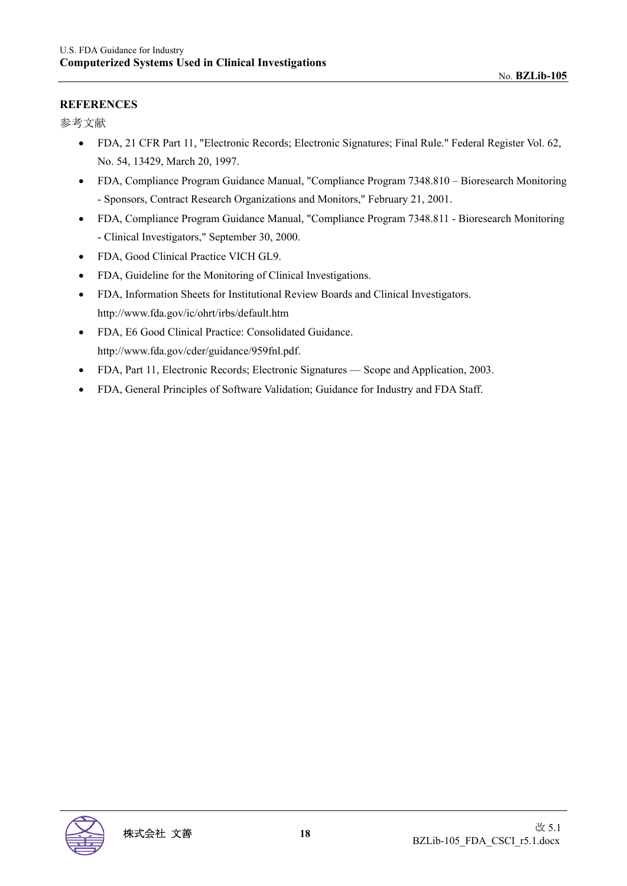## REFERENCES

参考文献

- FDA, 21 CFR Part 11, "Electronic Records; Electronic Signatures; Final Rule." Federal Register Vol. 62, No. 54, 13429, March 20, 1997.
- FDA, Compliance Program Guidance Manual, "Compliance Program 7348.810 – Bioresearch Monitoring - Sponsors, Contract Research Organizations and Monitors," February 21, 2001.
- FDA, Compliance Program Guidance Manual, "Compliance Program 7348.811 - Bioresearch Monitoring - Clinical Investigators," September 30, 2000.
- FDA, Good Clinical Practice VICH GL9.
- FDA, Guideline for the Monitoring of Clinical Investigations.
- FDA, Information Sheets for Institutional Review Boards and Clinical Investigators. http://www.fda.gov/ic/ohrt/irbs/default.htm
- FDA, E6 Good Clinical Practice: Consolidated Guidance. http://www.fda.gov/cder/guidance/959fnl.pdf.
- FDA, Part 11, Electronic Records; Electronic Signatures — Scope and Application, 2003.
- FDA, General Principles of Software Validation; Guidance for Industry and FDA Staff.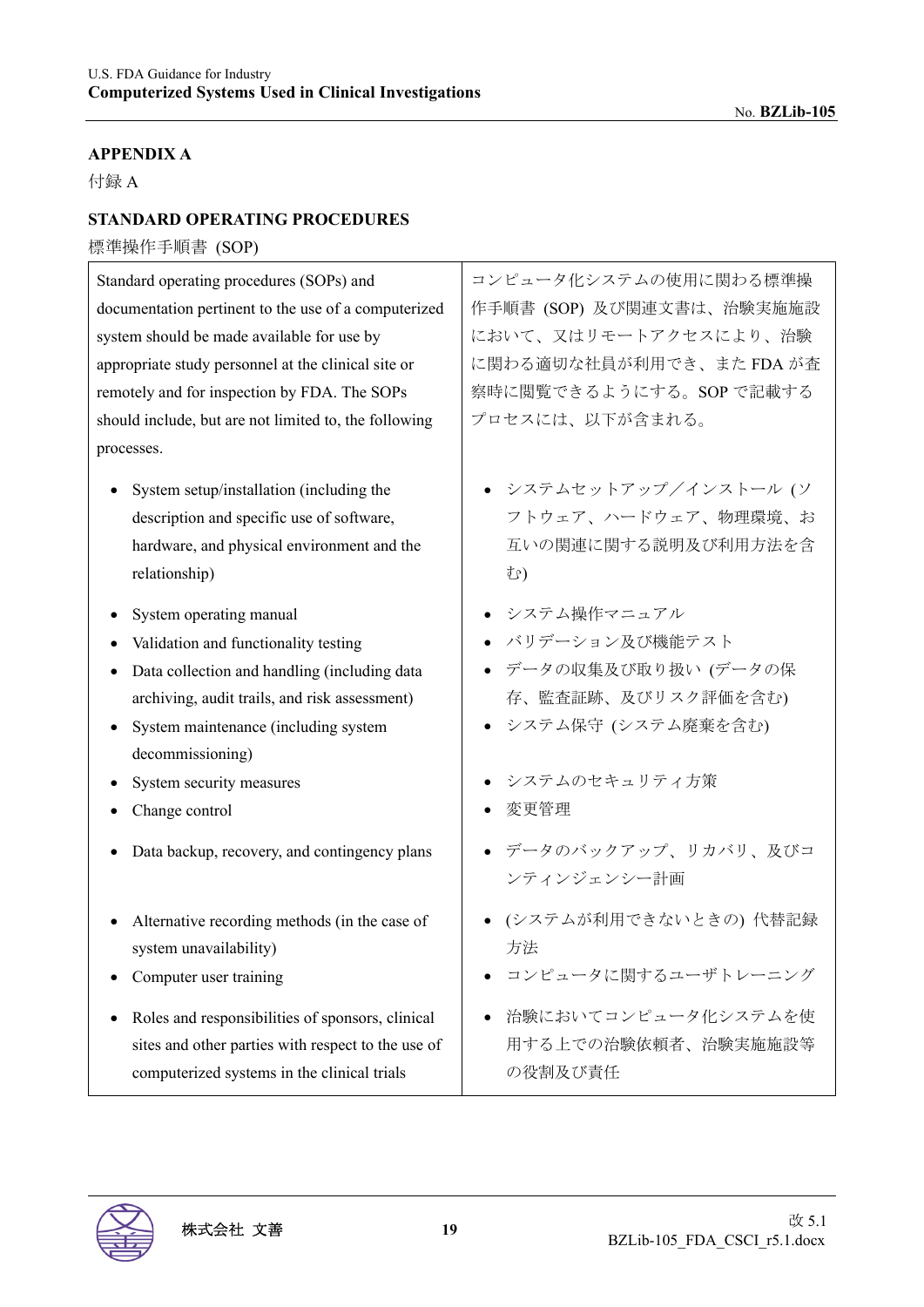## APPENDIX A

付録 A

## STANDARD OPERATING PROCEDURES

標準操作手順書 (SOP)

| | |
|---|---|
| Standard operating procedures (SOPs) and documentation pertinent to the use of a computerized system should be made available for use by appropriate study personnel at the clinical site or remotely and for inspection by FDA. The SOPs should include, but are not limited to, the following processes. | コンピュータ化システムの使用に関わる標準操作手順書 (SOP) 及び関連文書は、治験実施施設において、又はリモートアクセスにより、治験に関わる適切な社員が利用でき、また FDA が査察時に閲覧できるようにする。SOP で記載するプロセスには、以下が含まれる。 |
| • System setup/installation (including the description and specific use of software, hardware, and physical environment and the relationship) | • システムセットアップ／インストール (ソフトウェア、ハードウェア、物理環境、お互いの関連に関する説明及び利用方法を含む) |
| • System operating manual<br>• Validation and functionality testing<br>• Data collection and handling (including data archiving, audit trails, and risk assessment)<br>• System maintenance (including system decommissioning) | • システム操作マニュアル<br>• バリデーション及び機能テスト<br>• データの収集及び取り扱い (データの保存、監査証跡、及びリスク評価を含む)<br>• システム保守 (システム廃棄を含む) |
| • System security measures<br>• Change control | • システムのセキュリティ方策<br>• 変更管理 |
| • Data backup, recovery, and contingency plans | • データのバックアップ、リカバリ、及びコンティンジェンシー計画 |
| • Alternative recording methods (in the case of system unavailability)<br>• Computer user training | • (システムが利用できないときの) 代替記録方法<br>• コンピュータに関するユーザトレーニング |
| • Roles and responsibilities of sponsors, clinical sites and other parties with respect to the use of computerized systems in the clinical trials | • 治験においてコンピュータ化システムを使用する上での治験依頼者、治験実施施設等の役割及び責任 |